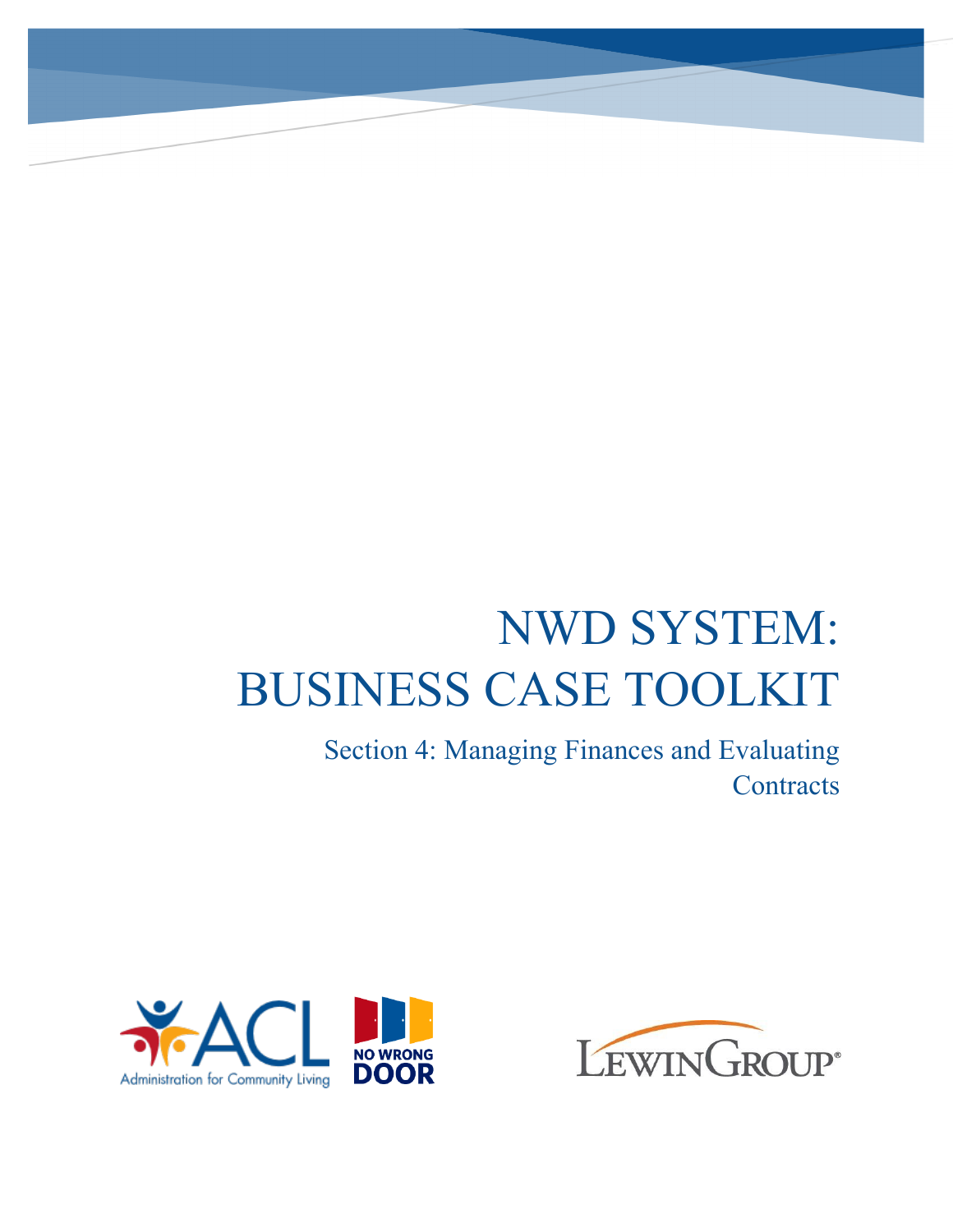# NWD SYSTEM: BUSINESS CASE TOOLKIT

## Section 4: Managing Finances and Evaluating Contracts

ACL Administration for Community Living

NO WRONG DOOR

LEWINGROUP®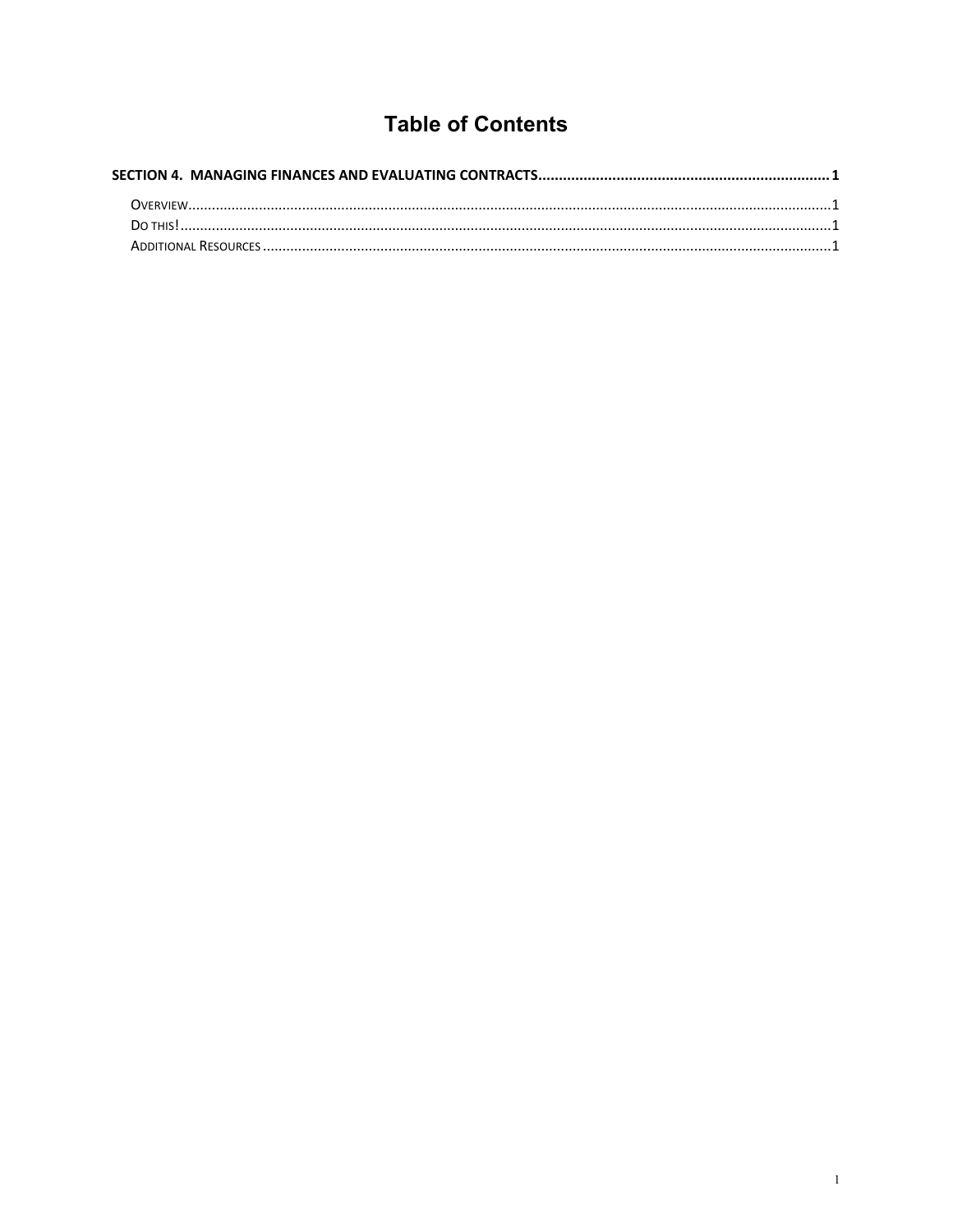# Table of Contents

**SECTION 4. MANAGING FINANCES AND EVALUATING CONTRACTS** ........................................................................ **1**

- OVERVIEW........................................................................................................................................................ 1
- DO THIS! .......................................................................................................................................................... 1
- ADDITIONAL RESOURCES .................................................................................................................................. 1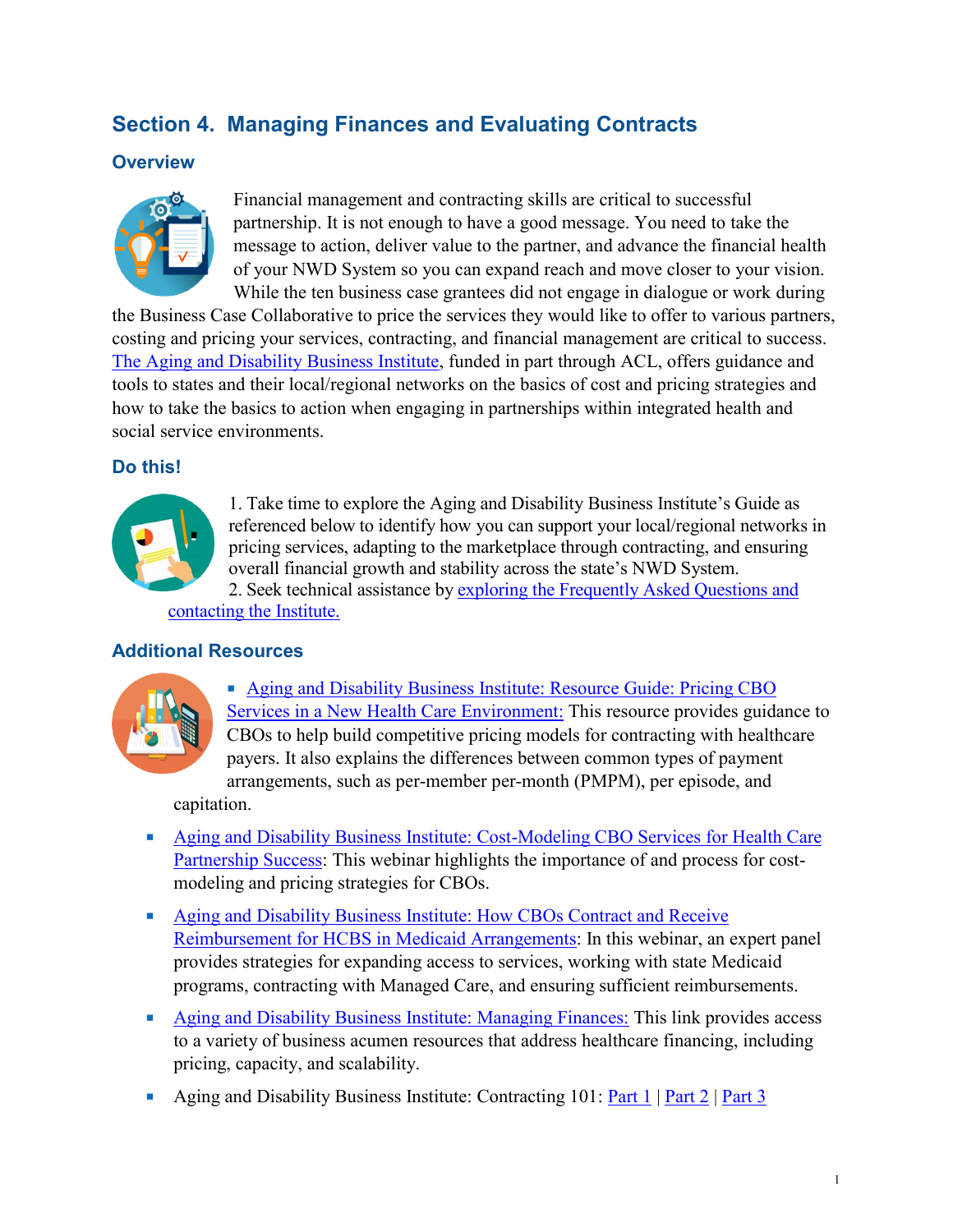## Section 4. Managing Finances and Evaluating Contracts

### Overview

Financial management and contracting skills are critical to successful partnership. It is not enough to have a good message. You need to take the message to action, deliver value to the partner, and advance the financial health of your NWD System so you can expand reach and move closer to your vision. While the ten business case grantees did not engage in dialogue or work during the Business Case Collaborative to price the services they would like to offer to various partners, costing and pricing your services, contracting, and financial management are critical to success. The Aging and Disability Business Institute, funded in part through ACL, offers guidance and tools to states and their local/regional networks on the basics of cost and pricing strategies and how to take the basics to action when engaging in partnerships within integrated health and social service environments.

### Do this!

1. Take time to explore the Aging and Disability Business Institute's Guide as referenced below to identify how you can support your local/regional networks in pricing services, adapting to the marketplace through contracting, and ensuring overall financial growth and stability across the state's NWD System.
2. Seek technical assistance by exploring the Frequently Asked Questions and contacting the Institute.

### Additional Resources

- Aging and Disability Business Institute: Resource Guide: Pricing CBO Services in a New Health Care Environment: This resource provides guidance to CBOs to help build competitive pricing models for contracting with healthcare payers. It also explains the differences between common types of payment arrangements, such as per-member per-month (PMPM), per episode, and capitation.
- Aging and Disability Business Institute: Cost-Modeling CBO Services for Health Care Partnership Success: This webinar highlights the importance of and process for cost-modeling and pricing strategies for CBOs.
- Aging and Disability Business Institute: How CBOs Contract and Receive Reimbursement for HCBS in Medicaid Arrangements: In this webinar, an expert panel provides strategies for expanding access to services, working with state Medicaid programs, contracting with Managed Care, and ensuring sufficient reimbursements.
- Aging and Disability Business Institute: Managing Finances: This link provides access to a variety of business acumen resources that address healthcare financing, including pricing, capacity, and scalability.
- Aging and Disability Business Institute: Contracting 101: Part 1 | Part 2 | Part 3